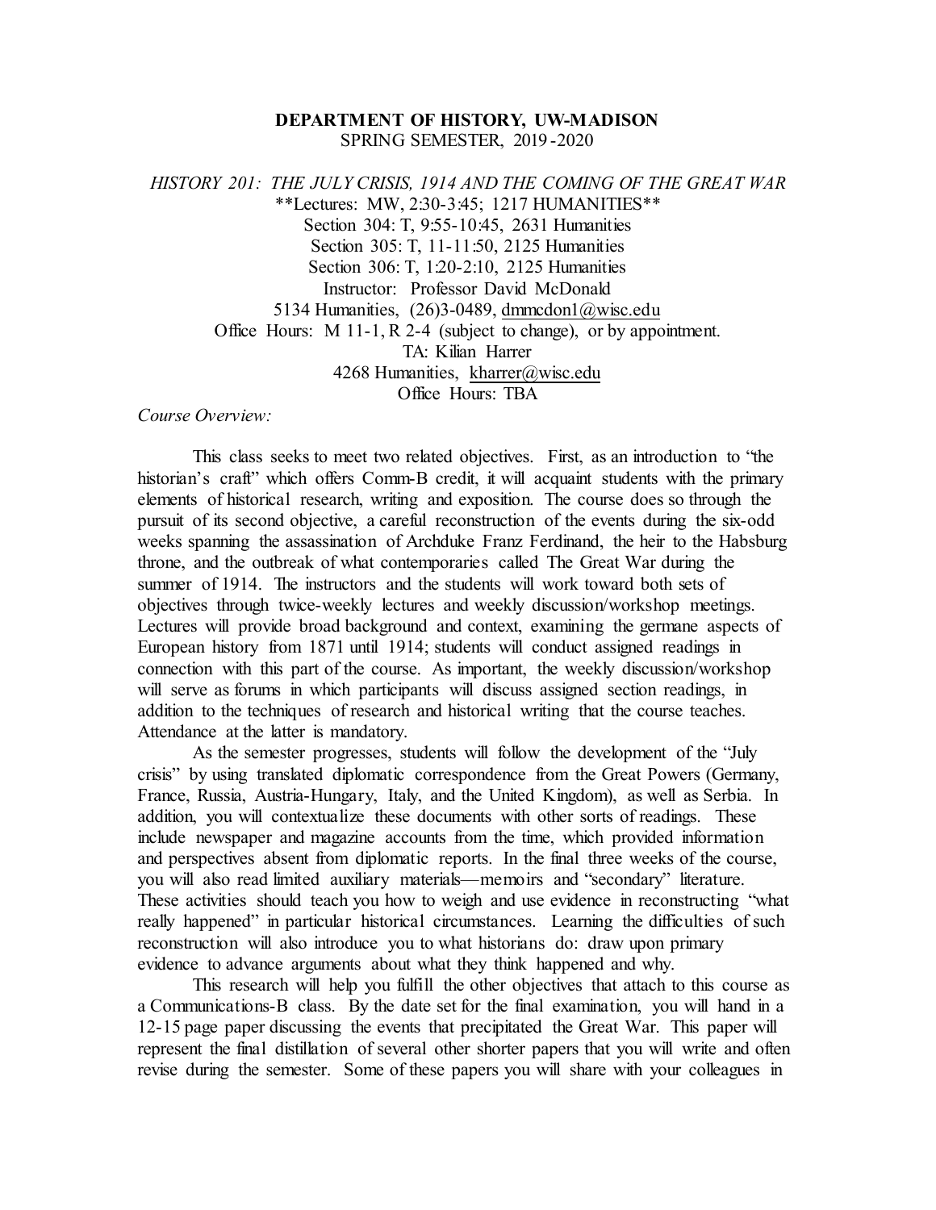**DEPARTMENT OF HISTORY, UW-MADISON**
SPRING SEMESTER, 2019-2020

*HISTORY 201: THE JULY CRISIS, 1914 AND THE COMING OF THE GREAT WAR*
**Lectures: MW, 2:30-3:45; 1217 HUMANITIES**
Section 304: T, 9:55-10:45, 2631 Humanities
Section 305: T, 11-11:50, 2125 Humanities
Section 306: T, 1:20-2:10, 2125 Humanities
Instructor: Professor David McDonald
5134 Humanities, (26)3-0489, dmmcdon1@wisc.edu
Office Hours: M 11-1, R 2-4 (subject to change), or by appointment.
TA: Kilian Harrer
4268 Humanities, kharrer@wisc.edu
Office Hours: TBA

*Course Overview:*

This class seeks to meet two related objectives. First, as an introduction to "the historian's craft" which offers Comm-B credit, it will acquaint students with the primary elements of historical research, writing and exposition. The course does so through the pursuit of its second objective, a careful reconstruction of the events during the six-odd weeks spanning the assassination of Archduke Franz Ferdinand, the heir to the Habsburg throne, and the outbreak of what contemporaries called The Great War during the summer of 1914. The instructors and the students will work toward both sets of objectives through twice-weekly lectures and weekly discussion/workshop meetings. Lectures will provide broad background and context, examining the germane aspects of European history from 1871 until 1914; students will conduct assigned readings in connection with this part of the course. As important, the weekly discussion/workshop will serve as forums in which participants will discuss assigned section readings, in addition to the techniques of research and historical writing that the course teaches. Attendance at the latter is mandatory.

As the semester progresses, students will follow the development of the "July crisis" by using translated diplomatic correspondence from the Great Powers (Germany, France, Russia, Austria-Hungary, Italy, and the United Kingdom), as well as Serbia. In addition, you will contextualize these documents with other sorts of readings. These include newspaper and magazine accounts from the time, which provided information and perspectives absent from diplomatic reports. In the final three weeks of the course, you will also read limited auxiliary materials—memoirs and "secondary" literature. These activities should teach you how to weigh and use evidence in reconstructing "what really happened" in particular historical circumstances. Learning the difficulties of such reconstruction will also introduce you to what historians do: draw upon primary evidence to advance arguments about what they think happened and why.

This research will help you fulfill the other objectives that attach to this course as a Communications-B class. By the date set for the final examination, you will hand in a 12-15 page paper discussing the events that precipitated the Great War. This paper will represent the final distillation of several other shorter papers that you will write and often revise during the semester. Some of these papers you will share with your colleagues in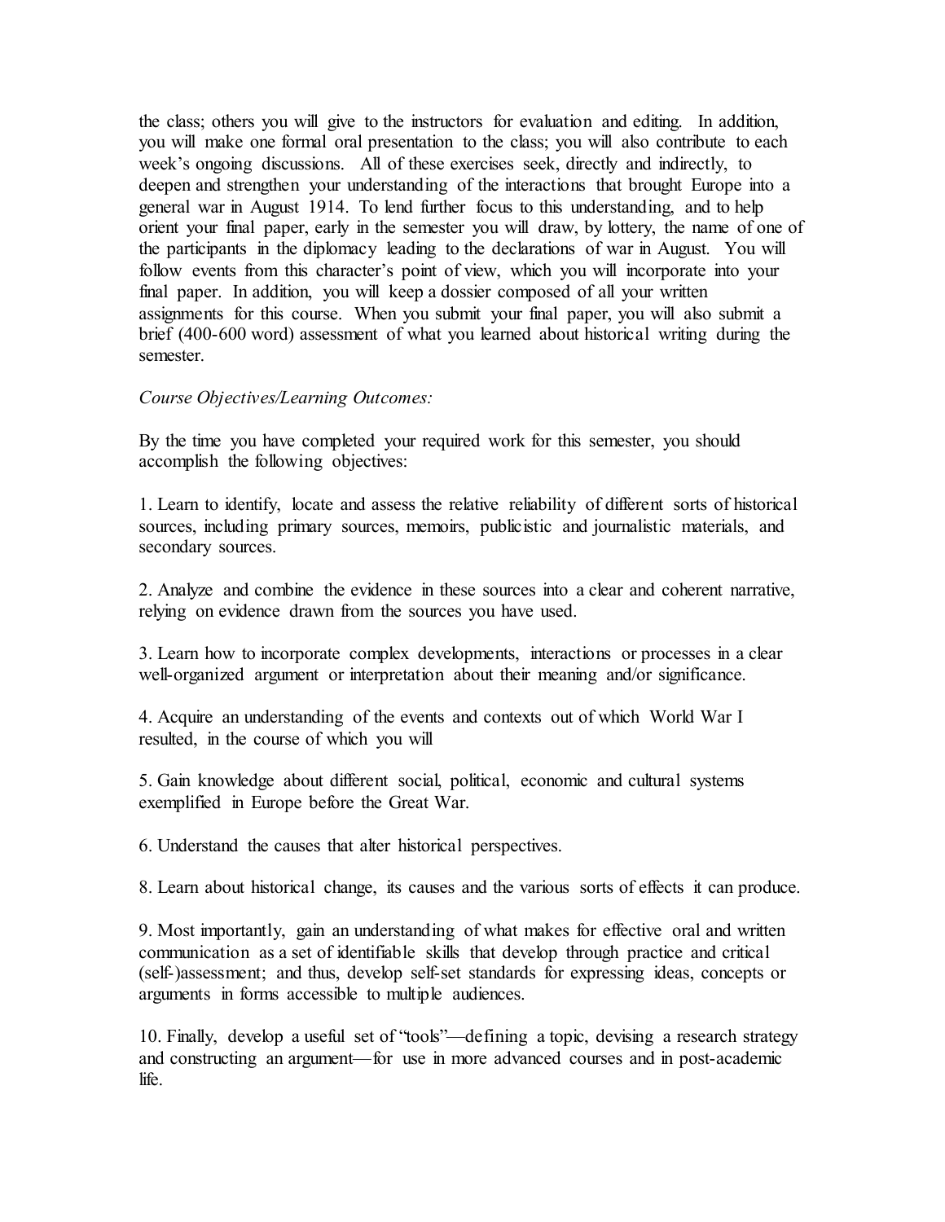the class; others you will give to the instructors for evaluation and editing. In addition, you will make one formal oral presentation to the class; you will also contribute to each week's ongoing discussions. All of these exercises seek, directly and indirectly, to deepen and strengthen your understanding of the interactions that brought Europe into a general war in August 1914. To lend further focus to this understanding, and to help orient your final paper, early in the semester you will draw, by lottery, the name of one of the participants in the diplomacy leading to the declarations of war in August. You will follow events from this character's point of view, which you will incorporate into your final paper. In addition, you will keep a dossier composed of all your written assignments for this course. When you submit your final paper, you will also submit a brief (400-600 word) assessment of what you learned about historical writing during the semester.

*Course Objectives/Learning Outcomes:*

By the time you have completed your required work for this semester, you should accomplish the following objectives:

1. Learn to identify, locate and assess the relative reliability of different sorts of historical sources, including primary sources, memoirs, publicistic and journalistic materials, and secondary sources.

2. Analyze and combine the evidence in these sources into a clear and coherent narrative, relying on evidence drawn from the sources you have used.

3. Learn how to incorporate complex developments, interactions or processes in a clear well-organized argument or interpretation about their meaning and/or significance.

4. Acquire an understanding of the events and contexts out of which World War I resulted, in the course of which you will

5. Gain knowledge about different social, political, economic and cultural systems exemplified in Europe before the Great War.

6. Understand the causes that alter historical perspectives.

8. Learn about historical change, its causes and the various sorts of effects it can produce.

9. Most importantly, gain an understanding of what makes for effective oral and written communication as a set of identifiable skills that develop through practice and critical (self-)assessment; and thus, develop self-set standards for expressing ideas, concepts or arguments in forms accessible to multiple audiences.

10. Finally, develop a useful set of "tools"—defining a topic, devising a research strategy and constructing an argument—for use in more advanced courses and in post-academic life.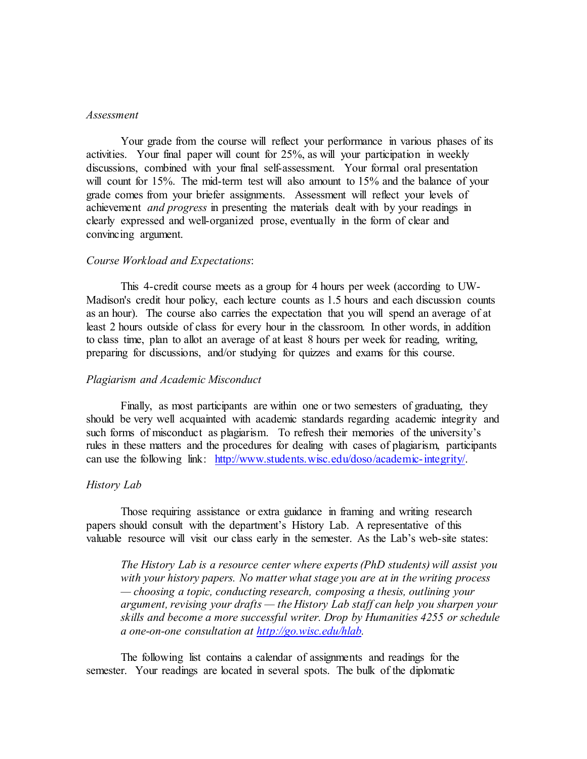*Assessment*

Your grade from the course will reflect your performance in various phases of its activities. Your final paper will count for 25%, as will your participation in weekly discussions, combined with your final self-assessment. Your formal oral presentation will count for 15%. The mid-term test will also amount to 15% and the balance of your grade comes from your briefer assignments. Assessment will reflect your levels of achievement *and progress* in presenting the materials dealt with by your readings in clearly expressed and well-organized prose, eventually in the form of clear and convincing argument.

*Course Workload and Expectations*:

This 4-credit course meets as a group for 4 hours per week (according to UW-Madison's credit hour policy, each lecture counts as 1.5 hours and each discussion counts as an hour). The course also carries the expectation that you will spend an average of at least 2 hours outside of class for every hour in the classroom. In other words, in addition to class time, plan to allot an average of at least 8 hours per week for reading, writing, preparing for discussions, and/or studying for quizzes and exams for this course.

*Plagiarism and Academic Misconduct*

Finally, as most participants are within one or two semesters of graduating, they should be very well acquainted with academic standards regarding academic integrity and such forms of misconduct as plagiarism. To refresh their memories of the university's rules in these matters and the procedures for dealing with cases of plagiarism, participants can use the following link: [http://www.students.wisc.edu/doso/academic-integrity/](http://www.students.wisc.edu/doso/academic-integrity/).

*History Lab*

Those requiring assistance or extra guidance in framing and writing research papers should consult with the department's History Lab. A representative of this valuable resource will visit our class early in the semester. As the Lab's web-site states:

> *The History Lab is a resource center where experts (PhD students) will assist you with your history papers. No matter what stage you are at in the writing process — choosing a topic, conducting research, composing a thesis, outlining your argument, revising your drafts — the History Lab staff can help you sharpen your skills and become a more successful writer. Drop by Humanities 4255 or schedule a one-on-one consultation at [http://go.wisc.edu/hlab](http://go.wisc.edu/hlab).*

The following list contains a calendar of assignments and readings for the semester. Your readings are located in several spots. The bulk of the diplomatic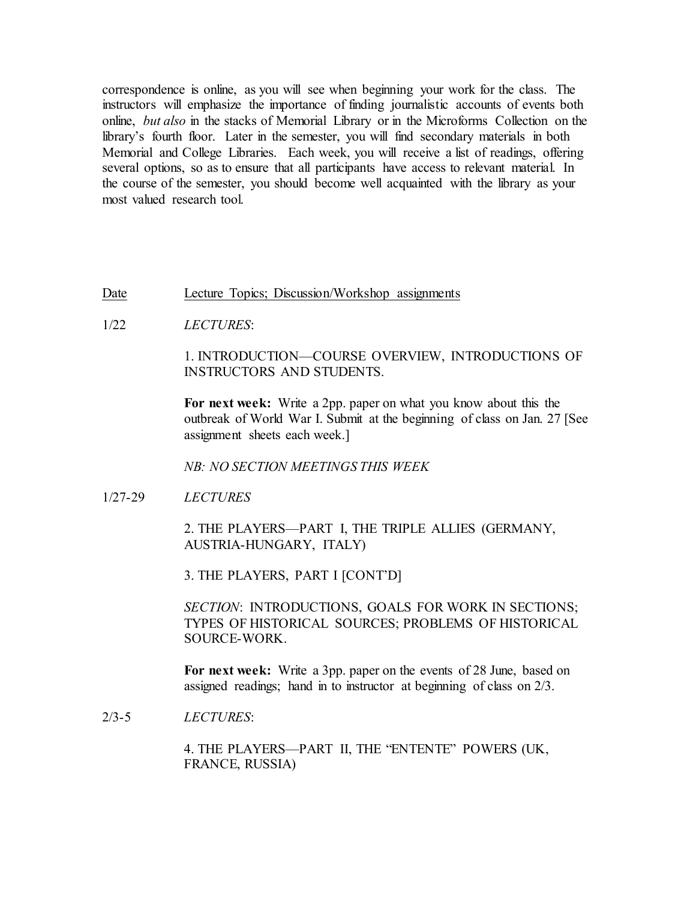correspondence is online, as you will see when beginning your work for the class. The instructors will emphasize the importance of finding journalistic accounts of events both online, *but also* in the stacks of Memorial Library or in the Microforms Collection on the library's fourth floor. Later in the semester, you will find secondary materials in both Memorial and College Libraries. Each week, you will receive a list of readings, offering several options, so as to ensure that all participants have access to relevant material. In the course of the semester, you should become well acquainted with the library as your most valued research tool.

| Date | Lecture Topics; Discussion/Workshop assignments |
|---|---|
| 1/22 | *LECTURES*:<br><br>1. INTRODUCTION—COURSE OVERVIEW, INTRODUCTIONS OF INSTRUCTORS AND STUDENTS.<br><br>**For next week:** Write a 2pp. paper on what you know about this the outbreak of World War I. Submit at the beginning of class on Jan. 27 [See assignment sheets each week.]<br><br>*NB: NO SECTION MEETINGS THIS WEEK* |
| 1/27-29 | *LECTURES*<br><br>2. THE PLAYERS—PART I, THE TRIPLE ALLIES (GERMANY, AUSTRIA-HUNGARY, ITALY)<br><br>3. THE PLAYERS, PART I [CONT'D]<br><br>*SECTION*: INTRODUCTIONS, GOALS FOR WORK IN SECTIONS; TYPES OF HISTORICAL SOURCES; PROBLEMS OF HISTORICAL SOURCE-WORK.<br><br>**For next week:** Write a 3pp. paper on the events of 28 June, based on assigned readings; hand in to instructor at beginning of class on 2/3. |
| 2/3-5 | *LECTURES*:<br><br>4. THE PLAYERS—PART II, THE "ENTENTE" POWERS (UK, FRANCE, RUSSIA) |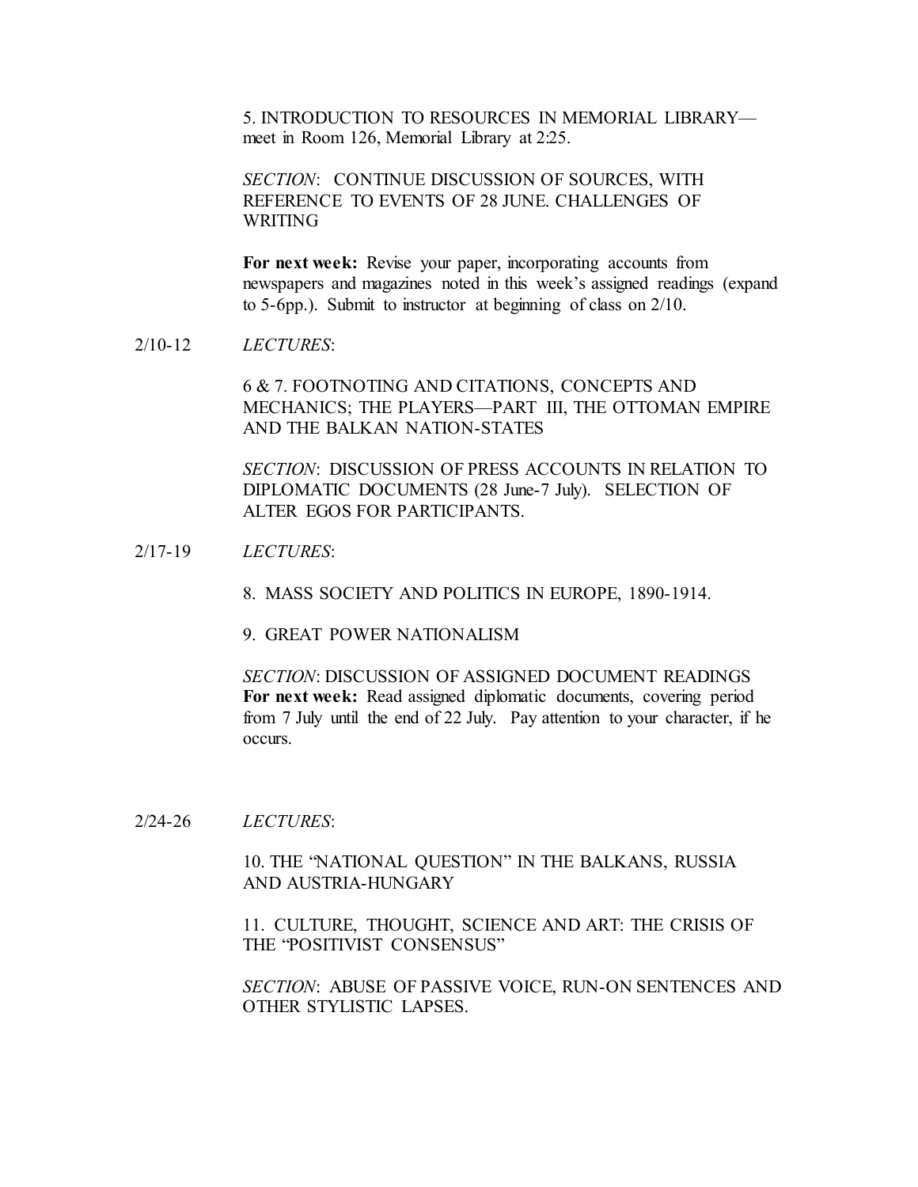5. INTRODUCTION TO RESOURCES IN MEMORIAL LIBRARY—meet in Room 126, Memorial Library at 2:25.

*SECTION*: CONTINUE DISCUSSION OF SOURCES, WITH REFERENCE TO EVENTS OF 28 JUNE. CHALLENGES OF WRITING

**For next week:** Revise your paper, incorporating accounts from newspapers and magazines noted in this week's assigned readings (expand to 5-6pp.). Submit to instructor at beginning of class on 2/10.

2/10-12 *LECTURES*:

6 & 7. FOOTNOTING AND CITATIONS, CONCEPTS AND MECHANICS; THE PLAYERS—PART III, THE OTTOMAN EMPIRE AND THE BALKAN NATION-STATES

*SECTION*: DISCUSSION OF PRESS ACCOUNTS IN RELATION TO DIPLOMATIC DOCUMENTS (28 June-7 July). SELECTION OF ALTER EGOS FOR PARTICIPANTS.

2/17-19 *LECTURES*:

8. MASS SOCIETY AND POLITICS IN EUROPE, 1890-1914.

9. GREAT POWER NATIONALISM

*SECTION*: DISCUSSION OF ASSIGNED DOCUMENT READINGS
**For next week:** Read assigned diplomatic documents, covering period from 7 July until the end of 22 July. Pay attention to your character, if he occurs.

2/24-26 *LECTURES*:

10. THE "NATIONAL QUESTION" IN THE BALKANS, RUSSIA AND AUSTRIA-HUNGARY

11. CULTURE, THOUGHT, SCIENCE AND ART: THE CRISIS OF THE "POSITIVIST CONSENSUS"

*SECTION*: ABUSE OF PASSIVE VOICE, RUN-ON SENTENCES AND OTHER STYLISTIC LAPSES.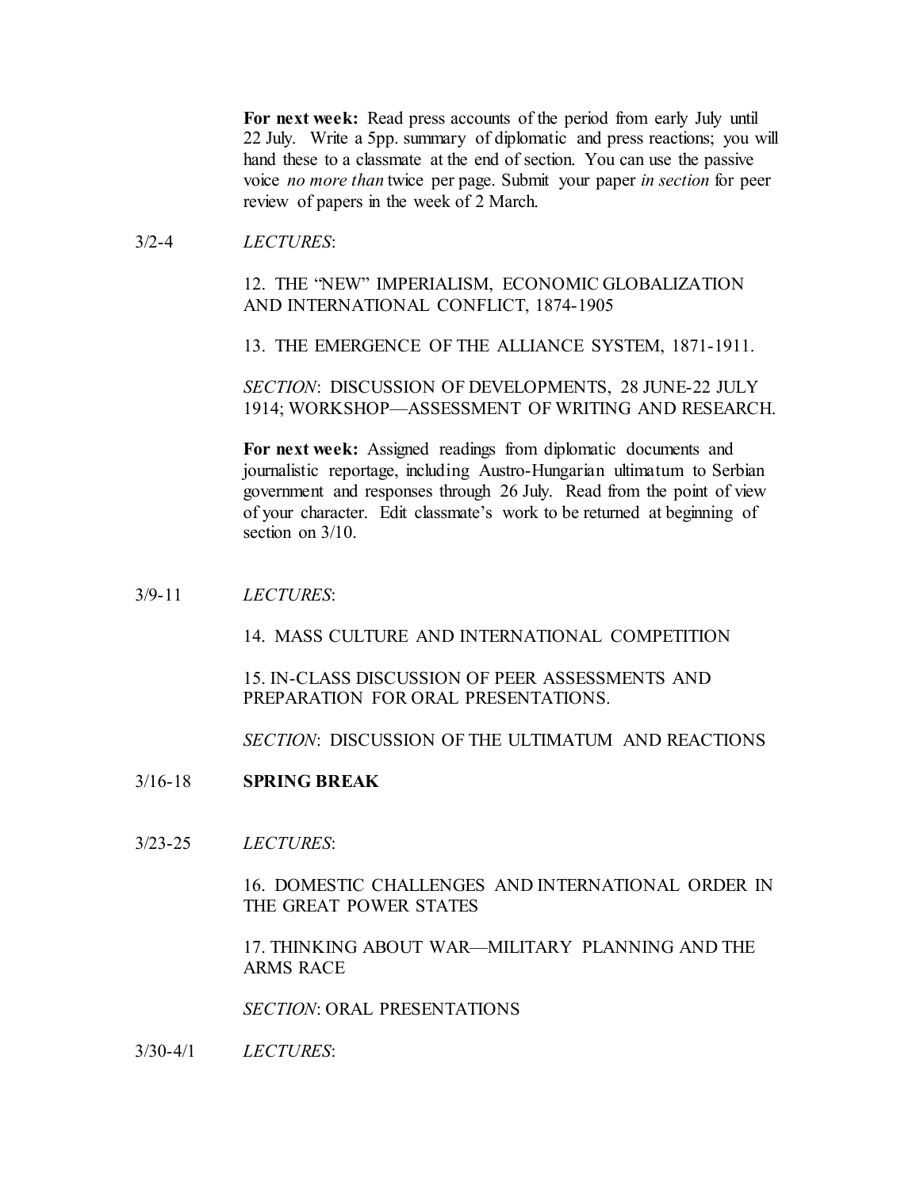**For next week:** Read press accounts of the period from early July until 22 July. Write a 5pp. summary of diplomatic and press reactions; you will hand these to a classmate at the end of section. You can use the passive voice *no more than* twice per page. Submit your paper *in section* for peer review of papers in the week of 2 March.

3/2-4 *LECTURES*:

12. THE "NEW" IMPERIALISM, ECONOMIC GLOBALIZATION AND INTERNATIONAL CONFLICT, 1874-1905

13. THE EMERGENCE OF THE ALLIANCE SYSTEM, 1871-1911.

*SECTION*: DISCUSSION OF DEVELOPMENTS, 28 JUNE-22 JULY 1914; WORKSHOP—ASSESSMENT OF WRITING AND RESEARCH.

**For next week:** Assigned readings from diplomatic documents and journalistic reportage, including Austro-Hungarian ultimatum to Serbian government and responses through 26 July. Read from the point of view of your character. Edit classmate's work to be returned at beginning of section on 3/10.

3/9-11 *LECTURES*:

14. MASS CULTURE AND INTERNATIONAL COMPETITION

15. IN-CLASS DISCUSSION OF PEER ASSESSMENTS AND PREPARATION FOR ORAL PRESENTATIONS.

*SECTION*: DISCUSSION OF THE ULTIMATUM AND REACTIONS

3/16-18 **SPRING BREAK**

3/23-25 *LECTURES*:

16. DOMESTIC CHALLENGES AND INTERNATIONAL ORDER IN THE GREAT POWER STATES

17. THINKING ABOUT WAR—MILITARY PLANNING AND THE ARMS RACE

*SECTION*: ORAL PRESENTATIONS

3/30-4/1 *LECTURES*: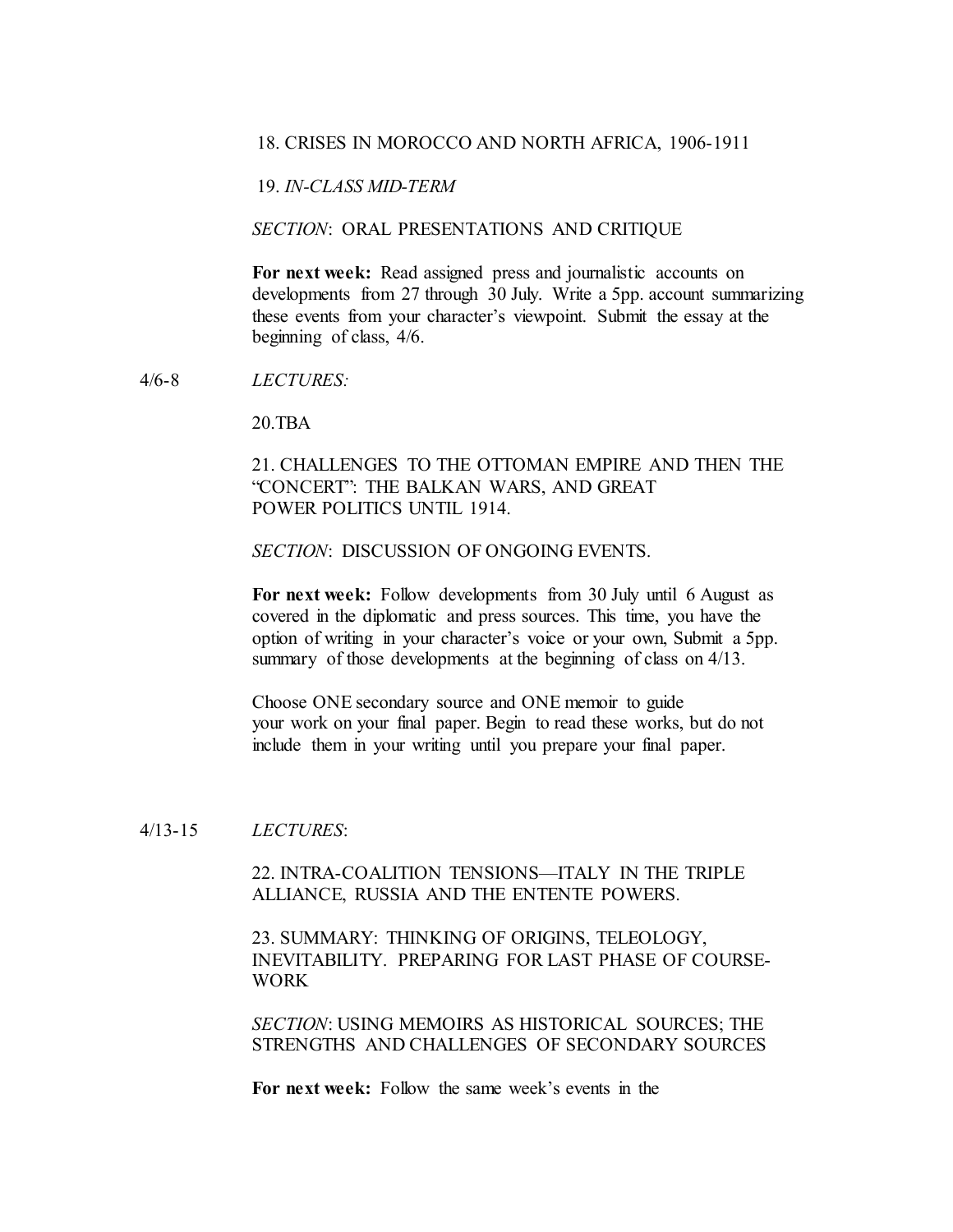18. CRISES IN MOROCCO AND NORTH AFRICA, 1906-1911

19. *IN-CLASS MID-TERM*

*SECTION*: ORAL PRESENTATIONS AND CRITIQUE

**For next week:** Read assigned press and journalistic accounts on developments from 27 through 30 July. Write a 5pp. account summarizing these events from your character's viewpoint. Submit the essay at the beginning of class, 4/6.

4/6-8 *LECTURES:*

20.TBA

21. CHALLENGES TO THE OTTOMAN EMPIRE AND THEN THE "CONCERT": THE BALKAN WARS, AND GREAT POWER POLITICS UNTIL 1914.

*SECTION*: DISCUSSION OF ONGOING EVENTS.

**For next week:** Follow developments from 30 July until 6 August as covered in the diplomatic and press sources. This time, you have the option of writing in your character's voice or your own, Submit a 5pp. summary of those developments at the beginning of class on 4/13.

Choose ONE secondary source and ONE memoir to guide your work on your final paper. Begin to read these works, but do not include them in your writing until you prepare your final paper.

4/13-15 *LECTURES*:

22. INTRA-COALITION TENSIONS—ITALY IN THE TRIPLE ALLIANCE, RUSSIA AND THE ENTENTE POWERS.

23. SUMMARY: THINKING OF ORIGINS, TELEOLOGY, INEVITABILITY. PREPARING FOR LAST PHASE OF COURSE-WORK

*SECTION*: USING MEMOIRS AS HISTORICAL SOURCES; THE STRENGTHS AND CHALLENGES OF SECONDARY SOURCES

**For next week:** Follow the same week's events in the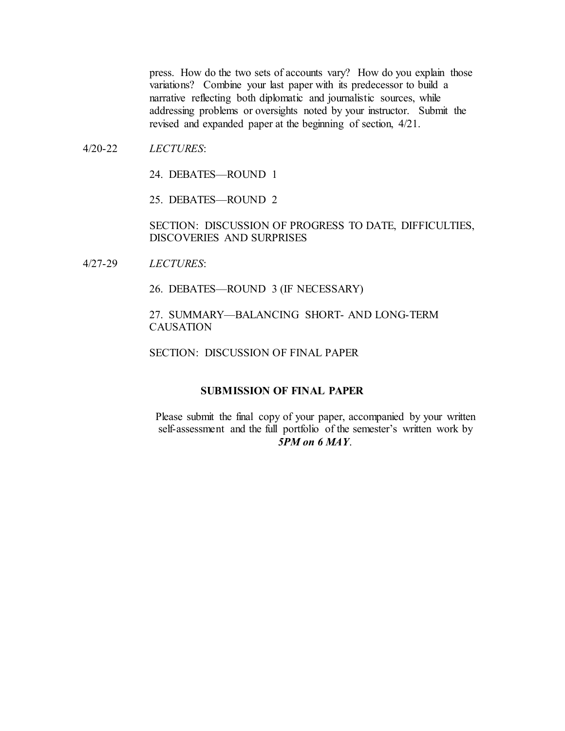press. How do the two sets of accounts vary? How do you explain those variations? Combine your last paper with its predecessor to build a narrative reflecting both diplomatic and journalistic sources, while addressing problems or oversights noted by your instructor. Submit the revised and expanded paper at the beginning of section, 4/21.

4/20-22 *LECTURES*:

24. DEBATES—ROUND 1

25. DEBATES—ROUND 2

SECTION: DISCUSSION OF PROGRESS TO DATE, DIFFICULTIES, DISCOVERIES AND SURPRISES

4/27-29 *LECTURES*:

26. DEBATES—ROUND 3 (IF NECESSARY)

27. SUMMARY—BALANCING SHORT- AND LONG-TERM CAUSATION

SECTION: DISCUSSION OF FINAL PAPER

**SUBMISSION OF FINAL PAPER**

Please submit the final copy of your paper, accompanied by your written self-assessment and the full portfolio of the semester's written work by ***5PM on 6 MAY***.